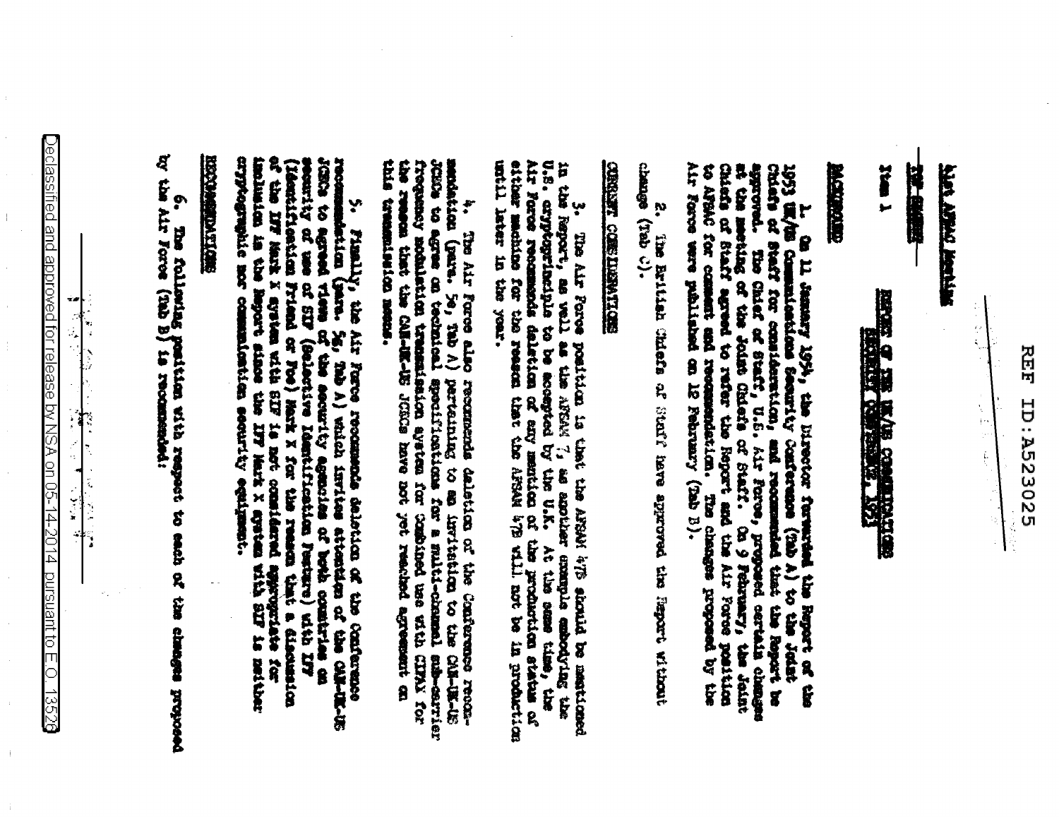REF ID:A523025

41st AFSAC Meeting

TOP SECRET

Item 1

REPORT OF THE UK/US COMMUNICATIONS SECURITY CONFERENCE, 1953

BACKGROUND

1. On 11 January 1954, the Director forwarded the Report of the 1953 UK/US Communications Security Conference (Tab A) to the Joint Chiefs of Staff for consideration, and recommended that the Report be approved. The Chief of Staff, U.S. Air Force, proposed certain changes at the meeting of the Joint Chiefs of Staff. On 9 February, the Joint Chiefs of Staff agreed to refer the Report and the Air Force position to AFSAC for comment and recommendation. The changes proposed by the Air Force were published on 12 February (Tab B).

2. The British Chiefs of Staff have approved the Report without change (Tab C).

CURRENT CONSIDERATIONS

3. The Air Force position is that the AFSAM 47B should be mentioned in the Report, as well as the AFSAM 7, as another example embodying the U.S. cryptoprinciple to be accepted by the U.K. At the same time, the Air Force recommends deletion of any mention of the production status of either machine for the reason that the AFSAM 47B will not be in production until later in the year.

4. The Air Force also recommends deletion of the Conference recommendation (para. 30, Tab A) pertaining to an invitation to the CAN-UK-US JCECs to agree on technical specifications for a multi-channel sub-carrier frequency modulation transmission system for combined use with CIFAX for the reason that the CAN-UK-US JCECs have not yet reached agreement on this transmission means.

5. Finally, the Air Force recommends deletion of the Conference recommendation (para. 54, Tab A) which invites attention of the CAN-UK-US JCECs to agreed views of the security agencies of both countries on security of use of SIF (Selective Identification Feature) with IFF (Identification Friend or Foe) Mark X for the reason that a discussion of the IFF Mark X system with SIF is not considered appropriate for inclusion in the Report since the IFF Mark X system with SIF is neither cryptographic nor communication security equipment.

RECOMMENDATIONS

6. The following position with respect to each of the changes proposed by the Air Force (Tab B) is recommended:

Declassified and approved for release by NSA on 05-14-2014 pursuant to E.O. 13526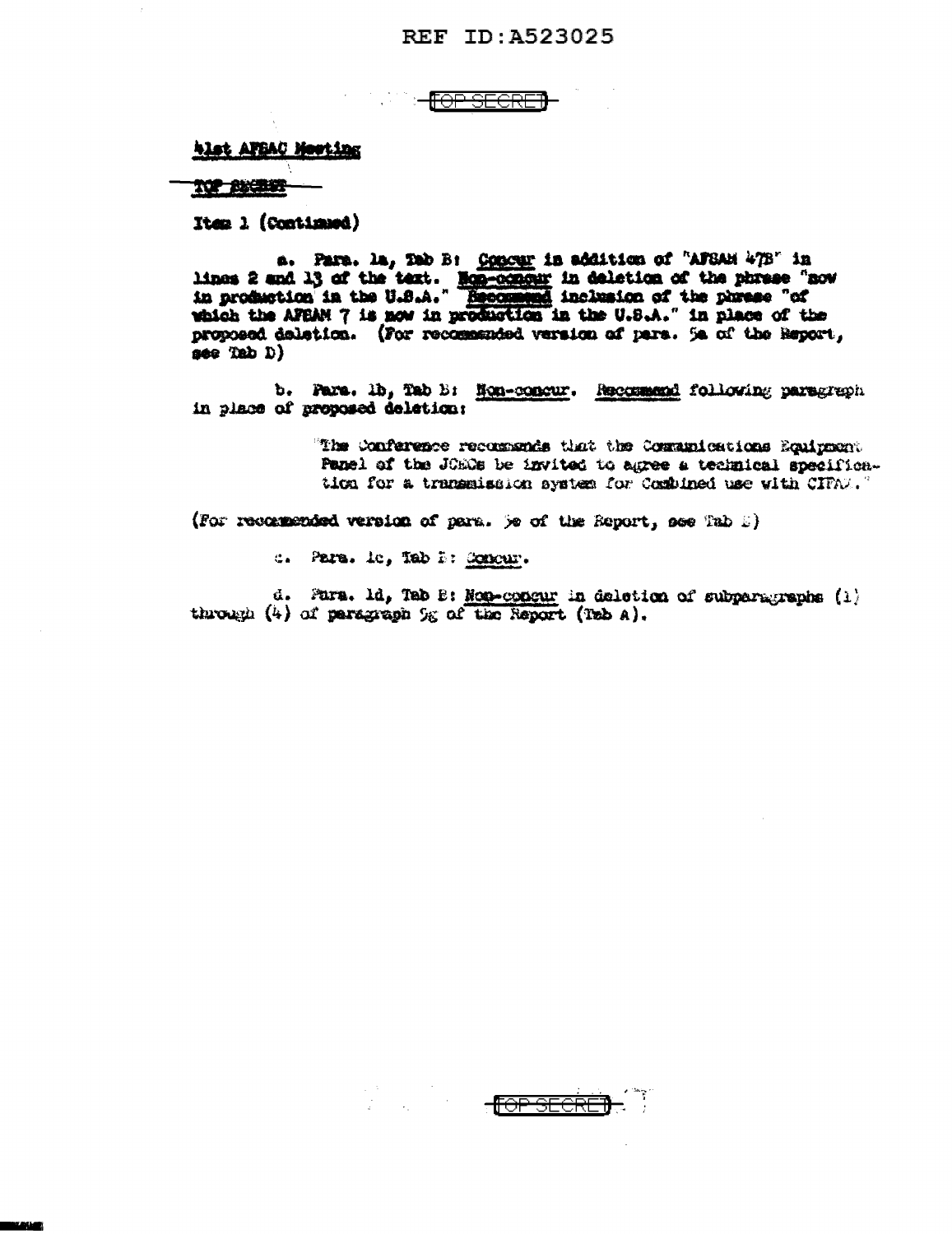REF ID:A523025

TOP SECRET

41st AFSAC Meeting

TOP SECRET

Item 1 (Continued)

a. Para. 1a, Tab B: Concur in addition of "AFSAM 47B" in lines 2 and 13 of the text. Non-concur in deletion of the phrase "now in production in the U.S.A." Recommend inclusion of the phrase "of which the AFSAM 7 is now in production in the U.S.A." in place of the proposed deletion. (For recommended version of para. 5a of the Report, see Tab D)

b. Para. 1b, Tab B: Non-concur. Recommend following paragraph in place of proposed deletion:

> "The Conference recommends that the Communications Equipment Panel of the JCECs be invited to agree a technical specification for a transmission system for Combined use with CIFAX."

(For recommended version of para. 5e of the Report, see Tab E)

c. Para. 1c, Tab B: Concur.

d. Para. 1d, Tab B: Non-concur in deletion of subparagraphs (1) through (4) of paragraph 5g of the Report (Tab A).

TOP SECRET